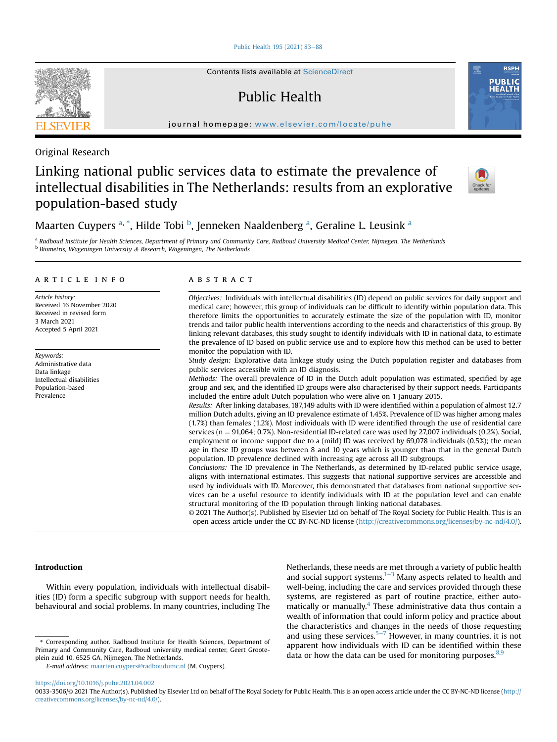Original Research

# Linking national public services data to estimate the prevalence of intellectual disabilities in The Netherlands: results from an explorative population-based study

Maarten Cuypers [a,*], Hilde Tobi [b], Jenneken Naaldenberg [a], Geraline L. Leusink [a]

[a] Radboud Institute for Health Sciences, Department of Primary and Community Care, Radboud University Medical Center, Nijmegen, The Netherlands
[b] Biometris, Wageningen University & Research, Wageningen, The Netherlands

## ARTICLE INFO

*Article history:*
Received 16 November 2020
Received in revised form
3 March 2021
Accepted 5 April 2021

*Keywords:*
Administrative data
Data linkage
Intellectual disabilities
Population-based
Prevalence

## ABSTRACT

*Objectives:* Individuals with intellectual disabilities (ID) depend on public services for daily support and medical care; however, this group of individuals can be difficult to identify within population data. This therefore limits the opportunities to accurately estimate the size of the population with ID, monitor trends and tailor public health interventions according to the needs and characteristics of this group. By linking relevant databases, this study sought to identify individuals with ID in national data, to estimate the prevalence of ID based on public service use and to explore how this method can be used to better monitor the population with ID.

*Study design:* Explorative data linkage study using the Dutch population register and databases from public services accessible with an ID diagnosis.

*Methods:* The overall prevalence of ID in the Dutch adult population was estimated, specified by age group and sex, and the identified ID groups were also characterised by their support needs. Participants included the entire adult Dutch population who were alive on 1 January 2015.

*Results:* After linking databases, 187,149 adults with ID were identified within a population of almost 12.7 million Dutch adults, giving an ID prevalence estimate of 1.45%. Prevalence of ID was higher among males (1.7%) than females (1.2%). Most individuals with ID were identified through the use of residential care services (n = 91,064; 0.7%). Non-residential ID-related care was used by 27,007 individuals (0.2%). Social, employment or income support due to a (mild) ID was received by 69,078 individuals (0.5%); the mean age in these ID groups was between 8 and 10 years which is younger than that in the general Dutch population. ID prevalence declined with increasing age across all ID subgroups.

*Conclusions:* The ID prevalence in The Netherlands, as determined by ID-related public service usage, aligns with international estimates. This suggests that national supportive services are accessible and used by individuals with ID. Moreover, this demonstrated that databases from national supportive services can be a useful resource to identify individuals with ID at the population level and can enable structural monitoring of the ID population through linking national databases.

© 2021 The Author(s). Published by Elsevier Ltd on behalf of The Royal Society for Public Health. This is an open access article under the CC BY-NC-ND license (http://creativecommons.org/licenses/by-nc-nd/4.0/).

## Introduction

Within every population, individuals with intellectual disabilities (ID) form a specific subgroup with support needs for health, behavioural and social problems. In many countries, including The Netherlands, these needs are met through a variety of public health and social support systems.[1–3] Many aspects related to health and well-being, including the care and services provided through these systems, are registered as part of routine practice, either automatically or manually.[4] These administrative data thus contain a wealth of information that could inform policy and practice about the characteristics and changes in the needs of those requesting and using these services.[5–7] However, in many countries, it is not apparent how individuals with ID can be identified within these data or how the data can be used for monitoring purposes.[8,9]

\* Corresponding author. Radboud Institute for Health Sciences, Department of Primary and Community Care, Radboud university medical center, Geert Grooteplein zuid 10, 6525 GA, Nijmegen, The Netherlands.
E-mail address: maarten.cuypers@radboudumc.nl (M. Cuypers).

https://doi.org/10.1016/j.puhe.2021.04.002
0033-3506/© 2021 The Author(s). Published by Elsevier Ltd on behalf of The Royal Society for Public Health. This is an open access article under the CC BY-NC-ND license (http://creativecommons.org/licenses/by-nc-nd/4.0/).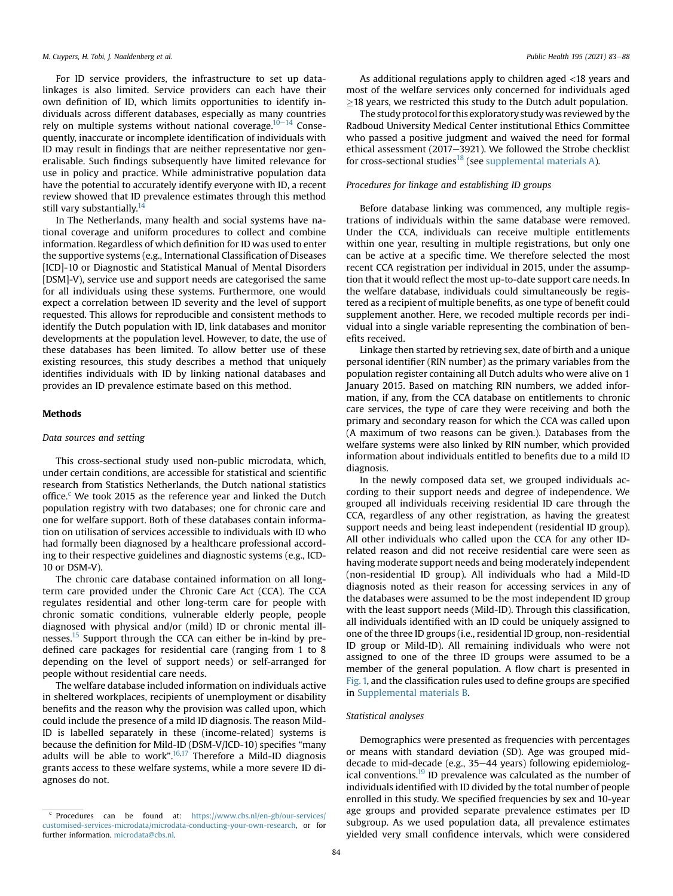For ID service providers, the infrastructure to set up data-linkages is also limited. Service providers can each have their own definition of ID, which limits opportunities to identify individuals across different databases, especially as many countries rely on multiple systems without national coverage.[10–14] Consequently, inaccurate or incomplete identification of individuals with ID may result in findings that are neither representative nor generalisable. Such findings subsequently have limited relevance for use in policy and practice. While administrative population data have the potential to accurately identify everyone with ID, a recent review showed that ID prevalence estimates through this method still vary substantially.[14]

In The Netherlands, many health and social systems have national coverage and uniform procedures to collect and combine information. Regardless of which definition for ID was used to enter the supportive systems (e.g., International Classification of Diseases [ICD]-10 or Diagnostic and Statistical Manual of Mental Disorders [DSM]-V), service use and support needs are categorised the same for all individuals using these systems. Furthermore, one would expect a correlation between ID severity and the level of support requested. This allows for reproducible and consistent methods to identify the Dutch population with ID, link databases and monitor developments at the population level. However, to date, the use of these databases has been limited. To allow better use of these existing resources, this study describes a method that uniquely identifies individuals with ID by linking national databases and provides an ID prevalence estimate based on this method.

## Methods

### *Data sources and setting*

This cross-sectional study used non-public microdata, which, under certain conditions, are accessible for statistical and scientific research from Statistics Netherlands, the Dutch national statistics office.[c] We took 2015 as the reference year and linked the Dutch population registry with two databases; one for chronic care and one for welfare support. Both of these databases contain information on utilisation of services accessible to individuals with ID who had formally been diagnosed by a healthcare professional according to their respective guidelines and diagnostic systems (e.g., ICD-10 or DSM-V).

The chronic care database contained information on all long-term care provided under the Chronic Care Act (CCA). The CCA regulates residential and other long-term care for people with chronic somatic conditions, vulnerable elderly people, people diagnosed with physical and/or (mild) ID or chronic mental illnesses.[15] Support through the CCA can either be in-kind by pre-defined care packages for residential care (ranging from 1 to 8 depending on the level of support needs) or self-arranged for people without residential care needs.

The welfare database included information on individuals active in sheltered workplaces, recipients of unemployment or disability benefits and the reason why the provision was called upon, which could include the presence of a mild ID diagnosis. The reason Mild-ID is labelled separately in these (income-related) systems is because the definition for Mild-ID (DSM-V/ICD-10) specifies “many adults will be able to work”.[16,17] Therefore a Mild-ID diagnosis grants access to these welfare systems, while a more severe ID diagnoses do not.

[c] Procedures can be found at: https://www.cbs.nl/en-gb/our-services/customised-services-microdata/microdata-conducting-your-own-research, or for further information. microdata@cbs.nl.

As additional regulations apply to children aged <18 years and most of the welfare services only concerned for individuals aged ≥18 years, we restricted this study to the Dutch adult population.

The study protocol for this exploratory study was reviewed by the Radboud University Medical Center institutional Ethics Committee who passed a positive judgment and waived the need for formal ethical assessment (2017–3921). We followed the Strobe checklist for cross-sectional studies[18] (see supplemental materials A).

### *Procedures for linkage and establishing ID groups*

Before database linking was commenced, any multiple registrations of individuals within the same database were removed. Under the CCA, individuals can receive multiple entitlements within one year, resulting in multiple registrations, but only one can be active at a specific time. We therefore selected the most recent CCA registration per individual in 2015, under the assumption that it would reflect the most up-to-date support care needs. In the welfare database, individuals could simultaneously be registered as a recipient of multiple benefits, as one type of benefit could supplement another. Here, we recoded multiple records per individual into a single variable representing the combination of benefits received.

Linkage then started by retrieving sex, date of birth and a unique personal identifier (RIN number) as the primary variables from the population register containing all Dutch adults who were alive on 1 January 2015. Based on matching RIN numbers, we added information, if any, from the CCA database on entitlements to chronic care services, the type of care they were receiving and both the primary and secondary reason for which the CCA was called upon (A maximum of two reasons can be given.). Databases from the welfare systems were also linked by RIN number, which provided information about individuals entitled to benefits due to a mild ID diagnosis.

In the newly composed data set, we grouped individuals according to their support needs and degree of independence. We grouped all individuals receiving residential ID care through the CCA, regardless of any other registration, as having the greatest support needs and being least independent (residential ID group). All other individuals who called upon the CCA for any other ID-related reason and did not receive residential care were seen as having moderate support needs and being moderately independent (non-residential ID group). All individuals who had a Mild-ID diagnosis noted as their reason for accessing services in any of the databases were assumed to be the most independent ID group with the least support needs (Mild-ID). Through this classification, all individuals identified with an ID could be uniquely assigned to one of the three ID groups (i.e., residential ID group, non-residential ID group or Mild-ID). All remaining individuals who were not assigned to one of the three ID groups were assumed to be a member of the general population. A flow chart is presented in Fig. 1, and the classification rules used to define groups are specified in Supplemental materials B.

### *Statistical analyses*

Demographics were presented as frequencies with percentages or means with standard deviation (SD). Age was grouped mid-decade to mid-decade (e.g., 35–44 years) following epidemiological conventions.[19] ID prevalence was calculated as the number of individuals identified with ID divided by the total number of people enrolled in this study. We specified frequencies by sex and 10-year age groups and provided separate prevalence estimates per ID subgroup. As we used population data, all prevalence estimates yielded very small confidence intervals, which were considered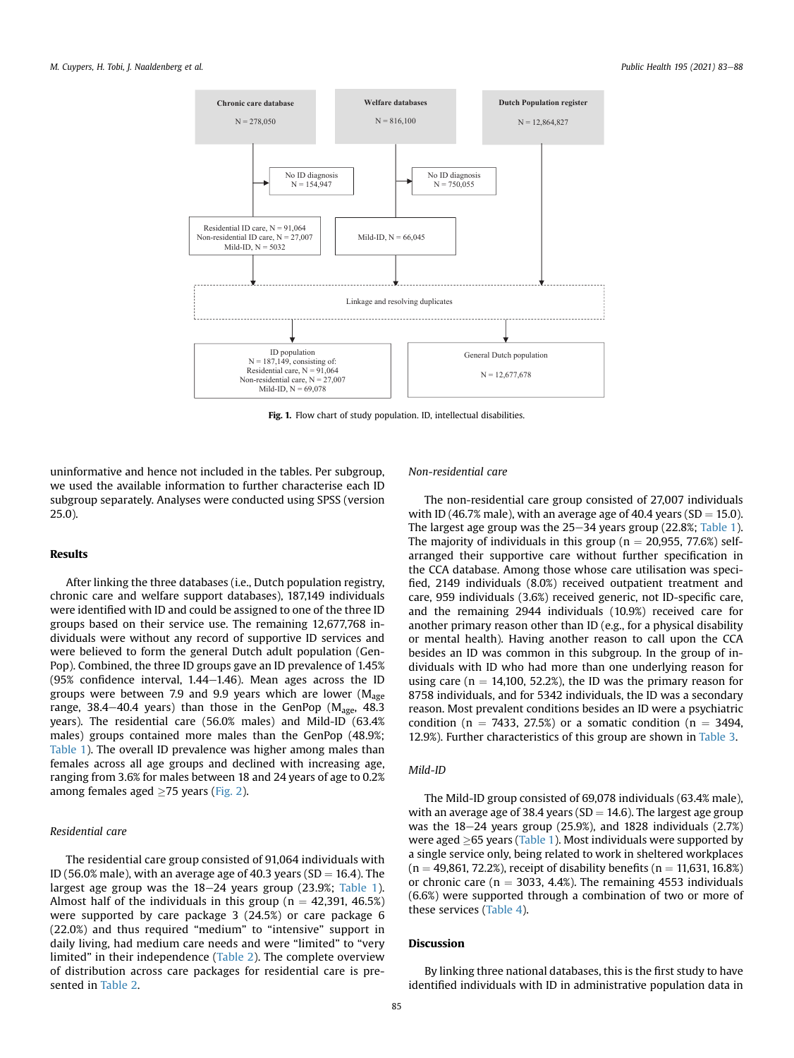Chronic care database

N = 278,050

Welfare databases

N = 816,100

Dutch Population register

N = 12,864,827

No ID diagnosis
N = 154,947

No ID diagnosis
N = 750,055

Residential ID care, N = 91,064
Non-residential ID care, N = 27,007
Mild-ID, N = 5032

Mild-ID, N = 66,045

Linkage and resolving duplicates

ID population
N = 187,149, consisting of:
Residential care, N = 91,064
Non-residential care, N = 27,007
Mild-ID, N = 69,078

General Dutch population

N = 12,677,678

**Fig. 1.** Flow chart of study population. ID, intellectual disabilities.

uninformative and hence not included in the tables. Per subgroup, we used the available information to further characterise each ID subgroup separately. Analyses were conducted using SPSS (version 25.0).

## Results

After linking the three databases (i.e., Dutch population registry, chronic care and welfare support databases), 187,149 individuals were identified with ID and could be assigned to one of the three ID groups based on their service use. The remaining 12,677,768 individuals were without any record of supportive ID services and were believed to form the general Dutch adult population (GenPop). Combined, the three ID groups gave an ID prevalence of 1.45% (95% confidence interval, 1.44–1.46). Mean ages across the ID groups were between 7.9 and 9.9 years which are lower ($M_{age}$ range, 38.4–40.4 years) than those in the GenPop ($M_{age}$, 48.3 years). The residential care (56.0% males) and Mild-ID (63.4% males) groups contained more males than the GenPop (48.9%; Table 1). The overall ID prevalence was higher among males than females across all age groups and declined with increasing age, ranging from 3.6% for males between 18 and 24 years of age to 0.2% among females aged ≥75 years (Fig. 2).

### Residential care

The residential care group consisted of 91,064 individuals with ID (56.0% male), with an average age of 40.3 years (SD = 16.4). The largest age group was the 18–24 years group (23.9%; Table 1). Almost half of the individuals in this group (n = 42,391, 46.5%) were supported by care package 3 (24.5%) or care package 6 (22.0%) and thus required "medium" to "intensive" support in daily living, had medium care needs and were "limited" to "very limited" in their independence (Table 2). The complete overview of distribution across care packages for residential care is presented in Table 2.

### Non-residential care

The non-residential care group consisted of 27,007 individuals with ID (46.7% male), with an average age of 40.4 years (SD = 15.0). The largest age group was the 25–34 years group (22.8%; Table 1). The majority of individuals in this group (n = 20,955, 77.6%) self-arranged their supportive care without further specification in the CCA database. Among those whose care utilisation was specified, 2149 individuals (8.0%) received outpatient treatment and care, 959 individuals (3.6%) received generic, not ID-specific care, and the remaining 2944 individuals (10.9%) received care for another primary reason other than ID (e.g., for a physical disability or mental health). Having another reason to call upon the CCA besides an ID was common in this subgroup. In the group of individuals with ID who had more than one underlying reason for using care (n = 14,100, 52.2%), the ID was the primary reason for 8758 individuals, and for 5342 individuals, the ID was a secondary reason. Most prevalent conditions besides an ID were a psychiatric condition (n = 7433, 27.5%) or a somatic condition (n = 3494, 12.9%). Further characteristics of this group are shown in Table 3.

### Mild-ID

The Mild-ID group consisted of 69,078 individuals (63.4% male), with an average age of 38.4 years (SD = 14.6). The largest age group was the 18–24 years group (25.9%), and 1828 individuals (2.7%) were aged ≥65 years (Table 1). Most individuals were supported by a single service only, being related to work in sheltered workplaces (n = 49,861, 72.2%), receipt of disability benefits (n = 11,631, 16.8%) or chronic care (n = 3033, 4.4%). The remaining 4553 individuals (6.6%) were supported through a combination of two or more of these services (Table 4).

## Discussion

By linking three national databases, this is the first study to have identified individuals with ID in administrative population data in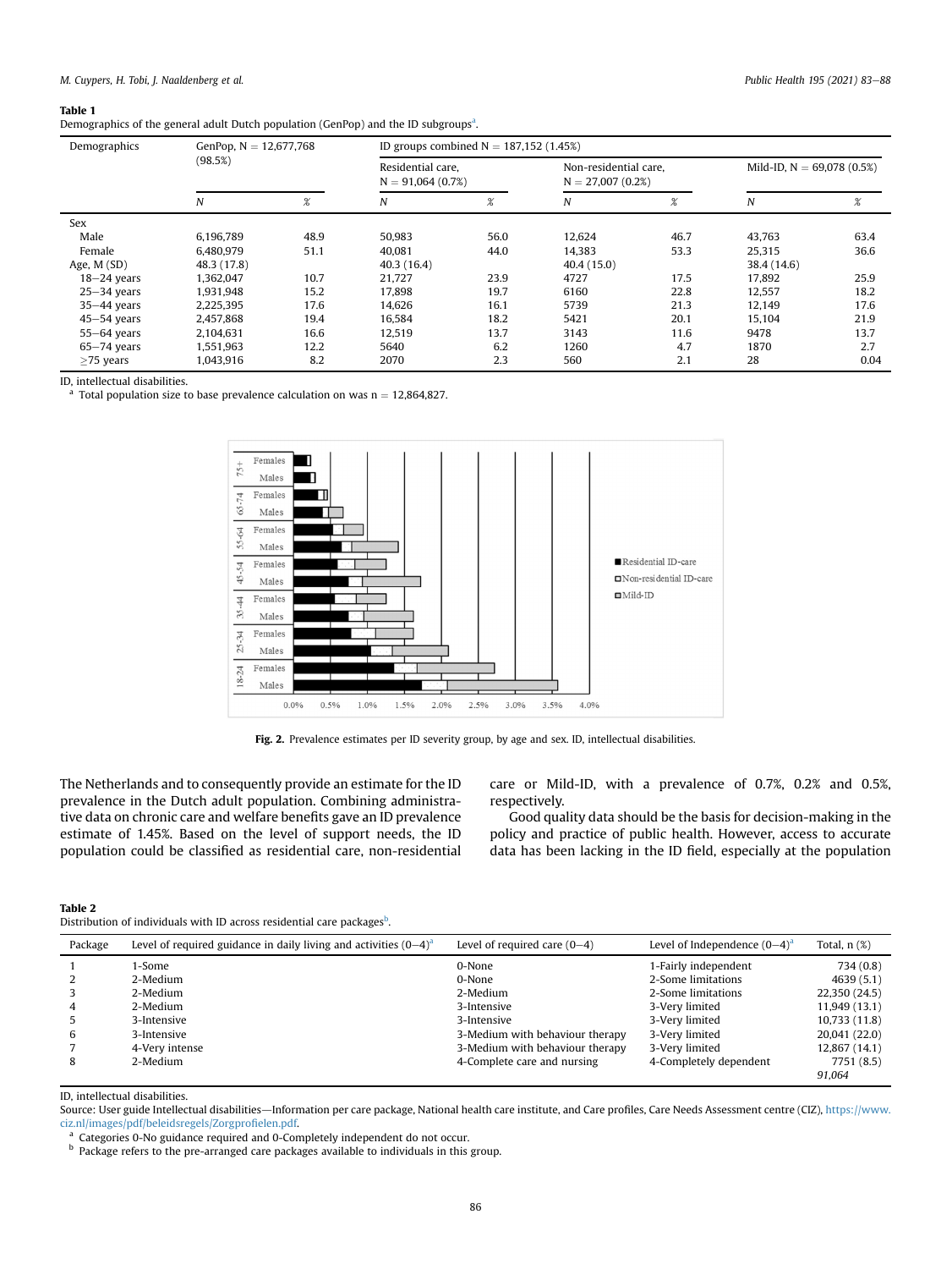**Table 1**
Demographics of the general adult Dutch population (GenPop) and the ID subgroups[a].

| Demographics | GenPop, N = 12,677,768 (98.5%) | | ID groups combined N = 187,152 (1.45%) | | | | | |
|---|---|---|---|---|---|---|---|---|
| | | | Residential care, N = 91,064 (0.7%) | | Non-residential care, N = 27,007 (0.2%) | | Mild-ID, N = 69,078 (0.5%) | |
| | *N* | *%* | *N* | *%* | *N* | *%* | *N* | *%* |
| Sex | | | | | | | | |
| Male | 6,196,789 | 48.9 | 50,983 | 56.0 | 12,624 | 46.7 | 43,763 | 63.4 |
| Female | 6,480,979 | 51.1 | 40,081 | 44.0 | 14,383 | 53.3 | 25,315 | 36.6 |
| Age, M (SD) | 48.3 (17.8) | | 40.3 (16.4) | | 40.4 (15.0) | | 38.4 (14.6) | |
| 18–24 years | 1,362,047 | 10.7 | 21,727 | 23.9 | 4727 | 17.5 | 17,892 | 25.9 |
| 25–34 years | 1,931,948 | 15.2 | 17,898 | 19.7 | 6160 | 22.8 | 12,557 | 18.2 |
| 35–44 years | 2,225,395 | 17.6 | 14,626 | 16.1 | 5739 | 21.3 | 12,149 | 17.6 |
| 45–54 years | 2,457,868 | 19.4 | 16,584 | 18.2 | 5421 | 20.1 | 15,104 | 21.9 |
| 55–64 years | 2,104,631 | 16.6 | 12,519 | 13.7 | 3143 | 11.6 | 9478 | 13.7 |
| 65–74 years | 1,551,963 | 12.2 | 5640 | 6.2 | 1260 | 4.7 | 1870 | 2.7 |
| ≥75 years | 1,043,916 | 8.2 | 2070 | 2.3 | 560 | 2.1 | 28 | 0.04 |

ID, intellectual disabilities.
[a] Total population size to base prevalence calculation on was n = 12,864,827.

75+ Females
Males
65-74 Females
Males
55-64 Females
Males
45-54 Females
Males
35-44 Females
Males
25-34 Females
Males
18-24 Females
Males

0.0% 0.5% 1.0% 1.5% 2.0% 2.5% 3.0% 3.5% 4.0%

Residential ID-care
Non-residential ID-care
Mild-ID

**Fig. 2.** Prevalence estimates per ID severity group, by age and sex. ID, intellectual disabilities.

The Netherlands and to consequently provide an estimate for the ID prevalence in the Dutch adult population. Combining administrative data on chronic care and welfare benefits gave an ID prevalence estimate of 1.45%. Based on the level of support needs, the ID population could be classified as residential care, non-residential care or Mild-ID, with a prevalence of 0.7%, 0.2% and 0.5%, respectively.

Good quality data should be the basis for decision-making in the policy and practice of public health. However, access to accurate data has been lacking in the ID field, especially at the population

**Table 2**
Distribution of individuals with ID across residential care packages[b].

| Package | Level of required guidance in daily living and activities (0–4)[a] | Level of required care (0–4) | Level of Independence (0–4)[a] | Total, n (%) |
|---|---|---|---|---|
| 1 | 1-Some | 0-None | 1-Fairly independent | 734 (0.8) |
| 2 | 2-Medium | 0-None | 2-Some limitations | 4639 (5.1) |
| 3 | 2-Medium | 2-Medium | 2-Some limitations | 22,350 (24.5) |
| 4 | 2-Medium | 3-Intensive | 3-Very limited | 11,949 (13.1) |
| 5 | 3-Intensive | 3-Intensive | 3-Very limited | 10,733 (11.8) |
| 6 | 3-Intensive | 3-Medium with behaviour therapy | 3-Very limited | 20,041 (22.0) |
| 7 | 4-Very intense | 3-Medium with behaviour therapy | 3-Very limited | 12,867 (14.1) |
| 8 | 2-Medium | 4-Complete care and nursing | 4-Completely dependent | 7751 (8.5) |
| | | | | *91,064* |

ID, intellectual disabilities.
Source: User guide Intellectual disabilities—Information per care package, National health care institute, and Care profiles, Care Needs Assessment centre (CIZ), https://www.ciz.nl/images/pdf/beleidsregels/Zorgprofielen.pdf.
[a] Categories 0-No guidance required and 0-Completely independent do not occur.
[b] Package refers to the pre-arranged care packages available to individuals in this group.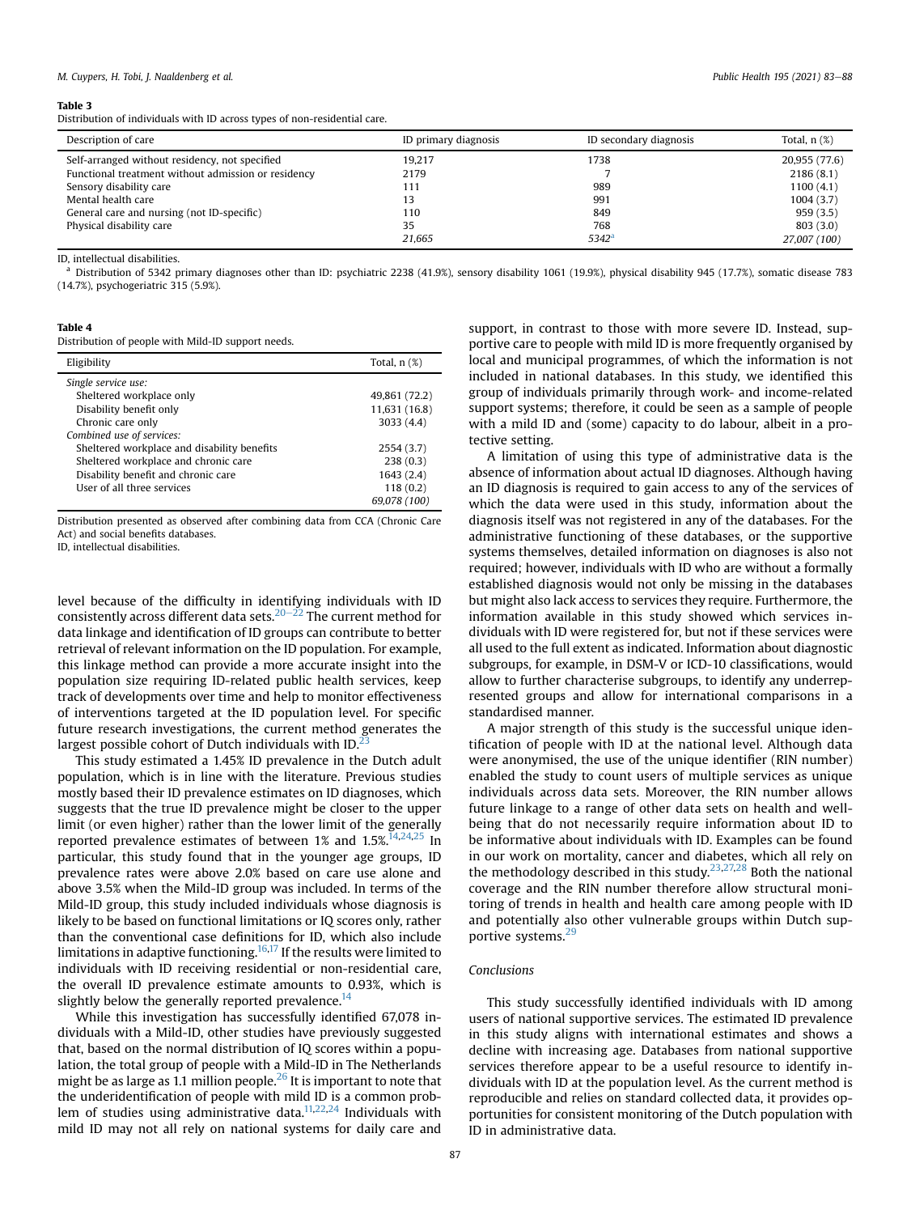**Table 3**

Distribution of individuals with ID across types of non-residential care.

| Description of care | ID primary diagnosis | ID secondary diagnosis | Total, n (%) |
|---|---|---|---|
| Self-arranged without residency, not specified | 19,217 | 1738 | 20,955 (77.6) |
| Functional treatment without admission or residency | 2179 | 7 | 2186 (8.1) |
| Sensory disability care | 111 | 989 | 1100 (4.1) |
| Mental health care | 13 | 991 | 1004 (3.7) |
| General care and nursing (not ID-specific) | 110 | 849 | 959 (3.5) |
| Physical disability care | 35 | 768 | 803 (3.0) |
| | *21,665* | *5342*[a] | *27,007 (100)* |

ID, intellectual disabilities.

[a] Distribution of 5342 primary diagnoses other than ID: psychiatric 2238 (41.9%), sensory disability 1061 (19.9%), physical disability 945 (17.7%), somatic disease 783 (14.7%), psychogeriatric 315 (5.9%).

**Table 4**

Distribution of people with Mild-ID support needs.

| Eligibility | Total, n (%) |
|---|---|
| *Single service use:* | |
| Sheltered workplace only | 49,861 (72.2) |
| Disability benefit only | 11,631 (16.8) |
| Chronic care only | 3033 (4.4) |
| *Combined use of services:* | |
| Sheltered workplace and disability benefits | 2554 (3.7) |
| Sheltered workplace and chronic care | 238 (0.3) |
| Disability benefit and chronic care | 1643 (2.4) |
| User of all three services | 118 (0.2) |
| | *69,078 (100)* |

Distribution presented as observed after combining data from CCA (Chronic Care Act) and social benefits databases.

ID, intellectual disabilities.

level because of the difficulty in identifying individuals with ID consistently across different data sets.[20–22] The current method for data linkage and identification of ID groups can contribute to better retrieval of relevant information on the ID population. For example, this linkage method can provide a more accurate insight into the population size requiring ID-related public health services, keep track of developments over time and help to monitor effectiveness of interventions targeted at the ID population level. For specific future research investigations, the current method generates the largest possible cohort of Dutch individuals with ID.[23]

This study estimated a 1.45% ID prevalence in the Dutch adult population, which is in line with the literature. Previous studies mostly based their ID prevalence estimates on ID diagnoses, which suggests that the true ID prevalence might be closer to the upper limit (or even higher) rather than the lower limit of the generally reported prevalence estimates of between 1% and 1.5%.[14,24,25] In particular, this study found that in the younger age groups, ID prevalence rates were above 2.0% based on care use alone and above 3.5% when the Mild-ID group was included. In terms of the Mild-ID group, this study included individuals whose diagnosis is likely to be based on functional limitations or IQ scores only, rather than the conventional case definitions for ID, which also include limitations in adaptive functioning.[16,17] If the results were limited to individuals with ID receiving residential or non-residential care, the overall ID prevalence estimate amounts to 0.93%, which is slightly below the generally reported prevalence.[14]

While this investigation has successfully identified 67,078 individuals with a Mild-ID, other studies have previously suggested that, based on the normal distribution of IQ scores within a population, the total group of people with a Mild-ID in The Netherlands might be as large as 1.1 million people.[26] It is important to note that the underidentification of people with mild ID is a common problem of studies using administrative data.[11,22,24] Individuals with mild ID may not all rely on national systems for daily care and support, in contrast to those with more severe ID. Instead, supportive care to people with mild ID is more frequently organised by local and municipal programmes, of which the information is not included in national databases. In this study, we identified this group of individuals primarily through work- and income-related support systems; therefore, it could be seen as a sample of people with a mild ID and (some) capacity to do labour, albeit in a protective setting.

A limitation of using this type of administrative data is the absence of information about actual ID diagnoses. Although having an ID diagnosis is required to gain access to any of the services of which the data were used in this study, information about the diagnosis itself was not registered in any of the databases. For the administrative functioning of these databases, or the supportive systems themselves, detailed information on diagnoses is also not required; however, individuals with ID who are without a formally established diagnosis would not only be missing in the databases but might also lack access to services they require. Furthermore, the information available in this study showed which services individuals with ID were registered for, but not if these services were all used to the full extent as indicated. Information about diagnostic subgroups, for example, in DSM-V or ICD-10 classifications, would allow to further characterise subgroups, to identify any underrepresented groups and allow for international comparisons in a standardised manner.

A major strength of this study is the successful unique identification of people with ID at the national level. Although data were anonymised, the use of the unique identifier (RIN number) enabled the study to count users of multiple services as unique individuals across data sets. Moreover, the RIN number allows future linkage to a range of other data sets on health and wellbeing that do not necessarily require information about ID to be informative about individuals with ID. Examples can be found in our work on mortality, cancer and diabetes, which all rely on the methodology described in this study.[23,27,28] Both the national coverage and the RIN number therefore allow structural monitoring of trends in health and health care among people with ID and potentially also other vulnerable groups within Dutch supportive systems.[29]

### *Conclusions*

This study successfully identified individuals with ID among users of national supportive services. The estimated ID prevalence in this study aligns with international estimates and shows a decline with increasing age. Databases from national supportive services therefore appear to be a useful resource to identify individuals with ID at the population level. As the current method is reproducible and relies on standard collected data, it provides opportunities for consistent monitoring of the Dutch population with ID in administrative data.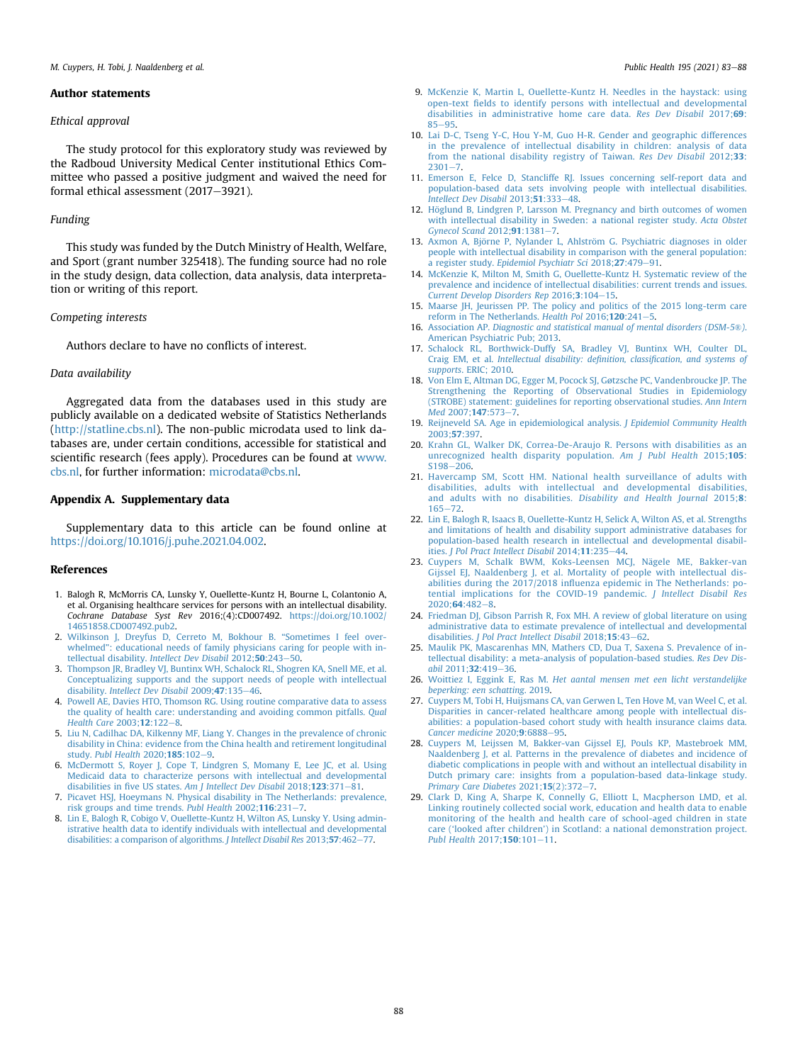## Author statements

### Ethical approval

The study protocol for this exploratory study was reviewed by the Radboud University Medical Center institutional Ethics Committee who passed a positive judgment and waived the need for formal ethical assessment (2017–3921).

### Funding

This study was funded by the Dutch Ministry of Health, Welfare, and Sport (grant number 325418). The funding source had no role in the study design, data collection, data analysis, data interpretation or writing of this report.

### Competing interests

Authors declare to have no conflicts of interest.

### Data availability

Aggregated data from the databases used in this study are publicly available on a dedicated website of Statistics Netherlands (http://statline.cbs.nl). The non-public microdata used to link databases are, under certain conditions, accessible for statistical and scientific research (fees apply). Procedures can be found at www.cbs.nl, for further information: microdata@cbs.nl.

## Appendix A. Supplementary data

Supplementary data to this article can be found online at https://doi.org/10.1016/j.puhe.2021.04.002.

## References

1. Balogh R, McMorris CA, Lunsky Y, Ouellette-Kuntz H, Bourne L, Colantonio A, et al. Organising healthcare services for persons with an intellectual disability. *Cochrane Database Syst Rev* 2016;(4):CD007492. https://doi.org/10.1002/14651858.CD007492.pub2.
2. Wilkinson J, Dreyfus D, Cerreto M, Bokhour B. "Sometimes I feel overwhelmed": educational needs of family physicians caring for people with intellectual disability. *Intellect Dev Disabil* 2012;**50**:243–50.
3. Thompson JR, Bradley VJ, Buntinx WH, Schalock RL, Shogren KA, Snell ME, et al. Conceptualizing supports and the support needs of people with intellectual disability. *Intellect Dev Disabil* 2009;**47**:135–46.
4. Powell AE, Davies HTO, Thomson RG. Using routine comparative data to assess the quality of health care: understanding and avoiding common pitfalls. *Qual Health Care* 2003;**12**:122–8.
5. Liu N, Cadilhac DA, Kilkenny MF, Liang Y. Changes in the prevalence of chronic disability in China: evidence from the China health and retirement longitudinal study. *Publ Health* 2020;**185**:102–9.
6. McDermott S, Royer J, Cope T, Lindgren S, Momany E, Lee JC, et al. Using Medicaid data to characterize persons with intellectual and developmental disabilities in five US states. *Am J Intellect Dev Disabil* 2018;**123**:371–81.
7. Picavet HSJ, Hoeymans N. Physical disability in The Netherlands: prevalence, risk groups and time trends. *Publ Health* 2002;**116**:231–7.
8. Lin E, Balogh R, Cobigo V, Ouellette-Kuntz H, Wilton AS, Lunsky Y. Using administrative health data to identify individuals with intellectual and developmental disabilities: a comparison of algorithms. *J Intellect Disabil Res* 2013;**57**:462–77.
9. McKenzie K, Martin L, Ouellette-Kuntz H. Needles in the haystack: using open-text fields to identify persons with intellectual and developmental disabilities in administrative home care data. *Res Dev Disabil* 2017;**69**:85–95.
10. Lai D-C, Tseng Y-C, Hou Y-M, Guo H-R. Gender and geographic differences in the prevalence of intellectual disability in children: analysis of data from the national disability registry of Taiwan. *Res Dev Disabil* 2012;**33**:2301–7.
11. Emerson E, Felce D, Stancliffe RJ. Issues concerning self-report data and population-based data sets involving people with intellectual disabilities. *Intellect Dev Disabil* 2013;**51**:333–48.
12. Höglund B, Lindgren P, Larsson M. Pregnancy and birth outcomes of women with intellectual disability in Sweden: a national register study. *Acta Obstet Gynecol Scand* 2012;**91**:1381–7.
13. Axmon A, Björne P, Nylander L, Ahlström G. Psychiatric diagnoses in older people with intellectual disability in comparison with the general population: a register study. *Epidemiol Psychiatr Sci* 2018;**27**:479–91.
14. McKenzie K, Milton M, Smith G, Ouellette-Kuntz H. Systematic review of the prevalence and incidence of intellectual disabilities: current trends and issues. *Current Develop Disorders Rep* 2016;**3**:104–15.
15. Maarse JH, Jeurissen PP. The policy and politics of the 2015 long-term care reform in The Netherlands. *Health Pol* 2016;**120**:241–5.
16. Association AP. *Diagnostic and statistical manual of mental disorders (DSM-5®).* American Psychiatric Pub; 2013.
17. Schalock RL, Borthwick-Duffy SA, Bradley VJ, Buntinx WH, Coulter DL, Craig EM, et al. *Intellectual disability: definition, classification, and systems of supports.* ERIC; 2010.
18. Von Elm E, Altman DG, Egger M, Pocock SJ, Gøtzsche PC, Vandenbroucke JP. The Strengthening the Reporting of Observational Studies in Epidemiology (STROBE) statement: guidelines for reporting observational studies. *Ann Intern Med* 2007;**147**:573–7.
19. Reijneveld SA. Age in epidemiological analysis. *J Epidemiol Community Health* 2003;**57**:397.
20. Krahn GL, Walker DK, Correa-De-Araujo R. Persons with disabilities as an unrecognized health disparity population. *Am J Publ Health* 2015;**105**:S198–206.
21. Havercamp SM, Scott HM. National health surveillance of adults with disabilities, adults with intellectual and developmental disabilities, and adults with no disabilities. *Disability and Health Journal* 2015;**8**:165–72.
22. Lin E, Balogh R, Isaacs B, Ouellette-Kuntz H, Selick A, Wilton AS, et al. Strengths and limitations of health and disability support administrative databases for population-based health research in intellectual and developmental disabilities. *J Pol Pract Intellect Disabil* 2014;**11**:235–44.
23. Cuypers M, Schalk BWM, Koks-Leensen MCJ, Nägele ME, Bakker-van Gijssel EJ, Naaldenberg J, et al. Mortality of people with intellectual disabilities during the 2017/2018 influenza epidemic in The Netherlands: potential implications for the COVID-19 pandemic. *J Intellect Disabil Res* 2020;**64**:482–8.
24. Friedman DJ, Gibson Parrish R, Fox MH. A review of global literature on using administrative data to estimate prevalence of intellectual and developmental disabilities. *J Pol Pract Intellect Disabil* 2018;**15**:43–62.
25. Maulik PK, Mascarenhas MN, Mathers CD, Dua T, Saxena S. Prevalence of intellectual disability: a meta-analysis of population-based studies. *Res Dev Disabil* 2011;**32**:419–36.
26. Woittiez I, Eggink E, Ras M. *Het aantal mensen met een licht verstandelijke beperking: een schatting.* 2019.
27. Cuypers M, Tobi H, Huijsmans CA, van Gerwen L, Ten Hove M, van Weel C, et al. Disparities in cancer-related healthcare among people with intellectual disabilities: a population-based cohort study with health insurance claims data. *Cancer medicine* 2020;**9**:6888–95.
28. Cuypers M, Leijssen M, Bakker-van Gijssel EJ, Pouls KP, Mastebroek MM, Naaldenberg J, et al. Patterns in the prevalence of diabetes and incidence of diabetic complications in people with and without an intellectual disability in Dutch primary care: insights from a population-based data-linkage study. *Primary Care Diabetes* 2021;**15**(2):372–7.
29. Clark D, King A, Sharpe K, Connelly G, Elliott L, Macpherson LMD, et al. Linking routinely collected social work, education and health data to enable monitoring of the health and health care of school-aged children in state care ('looked after children') in Scotland: a national demonstration project. *Publ Health* 2017;**150**:101–11.